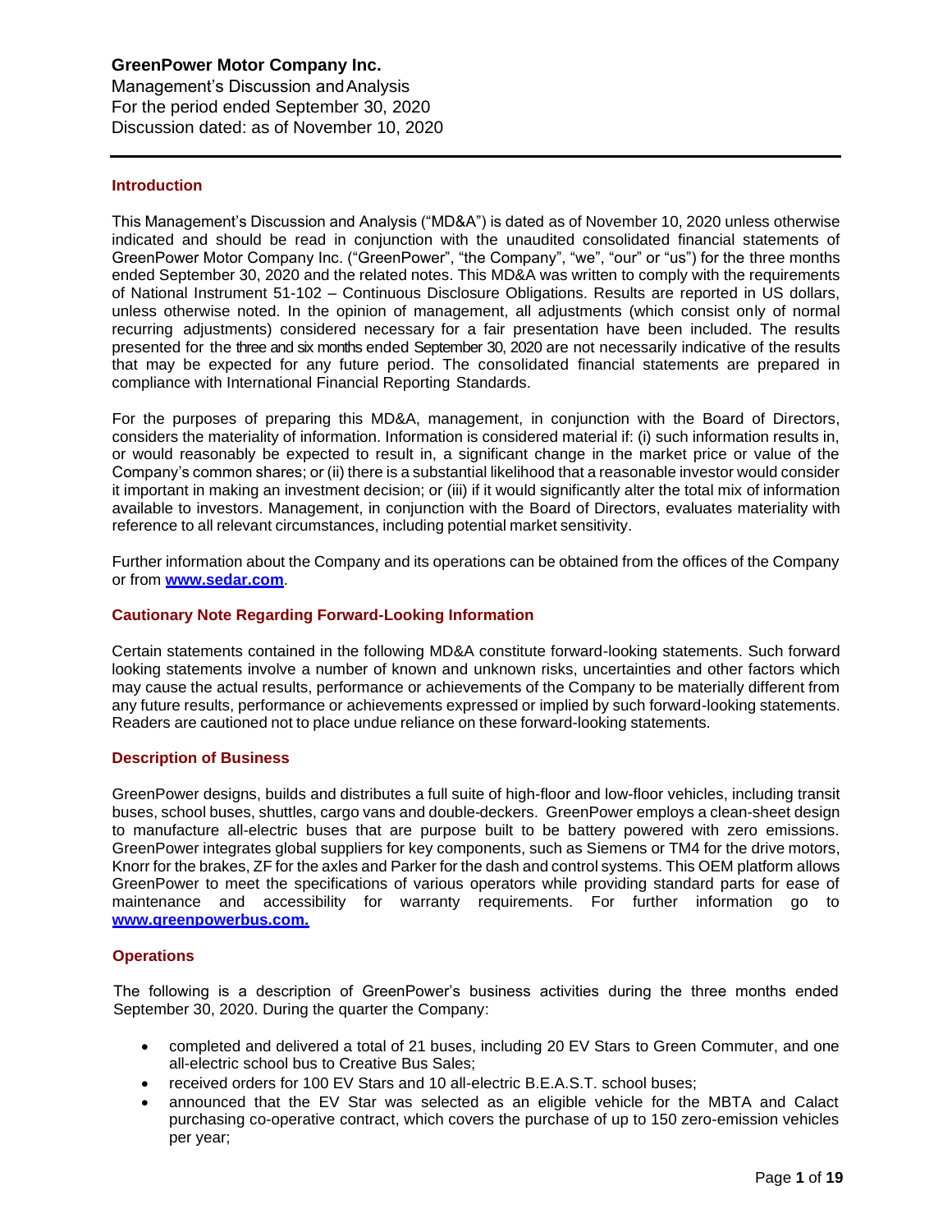**GreenPower Motor Company Inc.**
Management's Discussion and Analysis
For the period ended September 30, 2020
Discussion dated: as of November 10, 2020

## Introduction

This Management's Discussion and Analysis ("MD&A") is dated as of November 10, 2020 unless otherwise indicated and should be read in conjunction with the unaudited consolidated financial statements of GreenPower Motor Company Inc. ("GreenPower", "the Company", "we", "our" or "us") for the three months ended September 30, 2020 and the related notes. This MD&A was written to comply with the requirements of National Instrument 51-102 – Continuous Disclosure Obligations. Results are reported in US dollars, unless otherwise noted. In the opinion of management, all adjustments (which consist only of normal recurring adjustments) considered necessary for a fair presentation have been included. The results presented for the three and six months ended September 30, 2020 are not necessarily indicative of the results that may be expected for any future period. The consolidated financial statements are prepared in compliance with International Financial Reporting Standards.

For the purposes of preparing this MD&A, management, in conjunction with the Board of Directors, considers the materiality of information. Information is considered material if: (i) such information results in, or would reasonably be expected to result in, a significant change in the market price or value of the Company's common shares; or (ii) there is a substantial likelihood that a reasonable investor would consider it important in making an investment decision; or (iii) if it would significantly alter the total mix of information available to investors. Management, in conjunction with the Board of Directors, evaluates materiality with reference to all relevant circumstances, including potential market sensitivity.

Further information about the Company and its operations can be obtained from the offices of the Company or from **www.sedar.com**.

## Cautionary Note Regarding Forward-Looking Information

Certain statements contained in the following MD&A constitute forward-looking statements. Such forward looking statements involve a number of known and unknown risks, uncertainties and other factors which may cause the actual results, performance or achievements of the Company to be materially different from any future results, performance or achievements expressed or implied by such forward-looking statements. Readers are cautioned not to place undue reliance on these forward-looking statements.

## Description of Business

GreenPower designs, builds and distributes a full suite of high-floor and low-floor vehicles, including transit buses, school buses, shuttles, cargo vans and double-deckers. GreenPower employs a clean-sheet design to manufacture all-electric buses that are purpose built to be battery powered with zero emissions. GreenPower integrates global suppliers for key components, such as Siemens or TM4 for the drive motors, Knorr for the brakes, ZF for the axles and Parker for the dash and control systems. This OEM platform allows GreenPower to meet the specifications of various operators while providing standard parts for ease of maintenance and accessibility for warranty requirements. For further information go to **www.greenpowerbus.com.**

## Operations

The following is a description of GreenPower's business activities during the three months ended September 30, 2020. During the quarter the Company:

- completed and delivered a total of 21 buses, including 20 EV Stars to Green Commuter, and one all-electric school bus to Creative Bus Sales;
- received orders for 100 EV Stars and 10 all-electric B.E.A.S.T. school buses;
- announced that the EV Star was selected as an eligible vehicle for the MBTA and Calact purchasing co-operative contract, which covers the purchase of up to 150 zero-emission vehicles per year;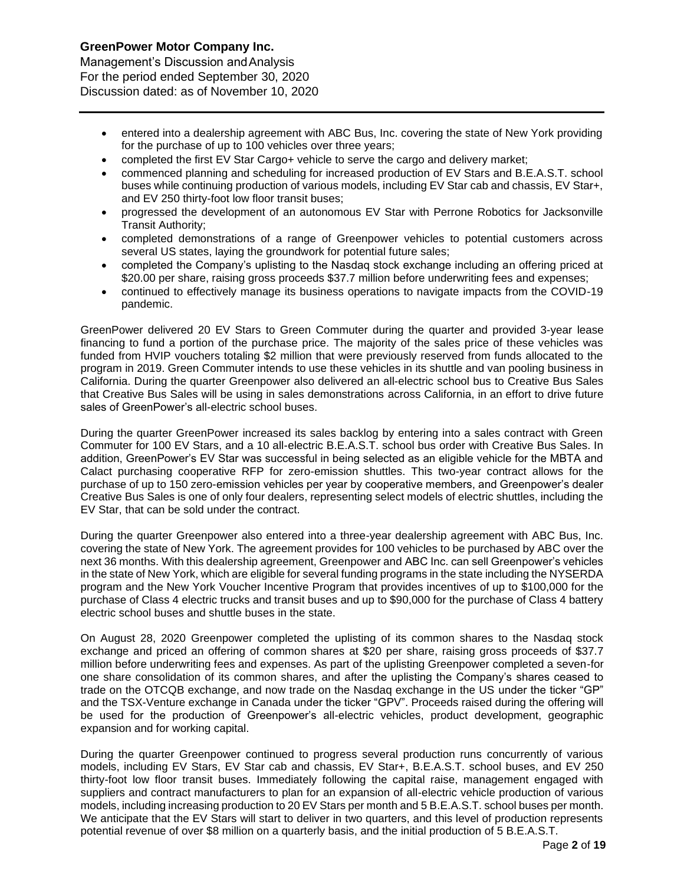- entered into a dealership agreement with ABC Bus, Inc. covering the state of New York providing for the purchase of up to 100 vehicles over three years;
- completed the first EV Star Cargo+ vehicle to serve the cargo and delivery market;
- commenced planning and scheduling for increased production of EV Stars and B.E.A.S.T. school buses while continuing production of various models, including EV Star cab and chassis, EV Star+, and EV 250 thirty-foot low floor transit buses;
- progressed the development of an autonomous EV Star with Perrone Robotics for Jacksonville Transit Authority;
- completed demonstrations of a range of Greenpower vehicles to potential customers across several US states, laying the groundwork for potential future sales;
- completed the Company's uplisting to the Nasdaq stock exchange including an offering priced at \$20.00 per share, raising gross proceeds \$37.7 million before underwriting fees and expenses;
- continued to effectively manage its business operations to navigate impacts from the COVID-19 pandemic.

GreenPower delivered 20 EV Stars to Green Commuter during the quarter and provided 3-year lease financing to fund a portion of the purchase price. The majority of the sales price of these vehicles was funded from HVIP vouchers totaling \$2 million that were previously reserved from funds allocated to the program in 2019. Green Commuter intends to use these vehicles in its shuttle and van pooling business in California. During the quarter Greenpower also delivered an all-electric school bus to Creative Bus Sales that Creative Bus Sales will be using in sales demonstrations across California, in an effort to drive future sales of GreenPower's all-electric school buses.

During the quarter GreenPower increased its sales backlog by entering into a sales contract with Green Commuter for 100 EV Stars, and a 10 all-electric B.E.A.S.T. school bus order with Creative Bus Sales. In addition, GreenPower's EV Star was successful in being selected as an eligible vehicle for the MBTA and Calact purchasing cooperative RFP for zero-emission shuttles. This two-year contract allows for the purchase of up to 150 zero-emission vehicles per year by cooperative members, and Greenpower's dealer Creative Bus Sales is one of only four dealers, representing select models of electric shuttles, including the EV Star, that can be sold under the contract.

During the quarter Greenpower also entered into a three-year dealership agreement with ABC Bus, Inc. covering the state of New York. The agreement provides for 100 vehicles to be purchased by ABC over the next 36 months. With this dealership agreement, Greenpower and ABC Inc. can sell Greenpower's vehicles in the state of New York, which are eligible for several funding programs in the state including the NYSERDA program and the New York Voucher Incentive Program that provides incentives of up to \$100,000 for the purchase of Class 4 electric trucks and transit buses and up to \$90,000 for the purchase of Class 4 battery electric school buses and shuttle buses in the state.

On August 28, 2020 Greenpower completed the uplisting of its common shares to the Nasdaq stock exchange and priced an offering of common shares at \$20 per share, raising gross proceeds of \$37.7 million before underwriting fees and expenses. As part of the uplisting Greenpower completed a seven-for one share consolidation of its common shares, and after the uplisting the Company's shares ceased to trade on the OTCQB exchange, and now trade on the Nasdaq exchange in the US under the ticker "GP" and the TSX-Venture exchange in Canada under the ticker "GPV". Proceeds raised during the offering will be used for the production of Greenpower's all-electric vehicles, product development, geographic expansion and for working capital.

During the quarter Greenpower continued to progress several production runs concurrently of various models, including EV Stars, EV Star cab and chassis, EV Star+, B.E.A.S.T. school buses, and EV 250 thirty-foot low floor transit buses. Immediately following the capital raise, management engaged with suppliers and contract manufacturers to plan for an expansion of all-electric vehicle production of various models, including increasing production to 20 EV Stars per month and 5 B.E.A.S.T. school buses per month. We anticipate that the EV Stars will start to deliver in two quarters, and this level of production represents potential revenue of over \$8 million on a quarterly basis, and the initial production of 5 B.E.A.S.T.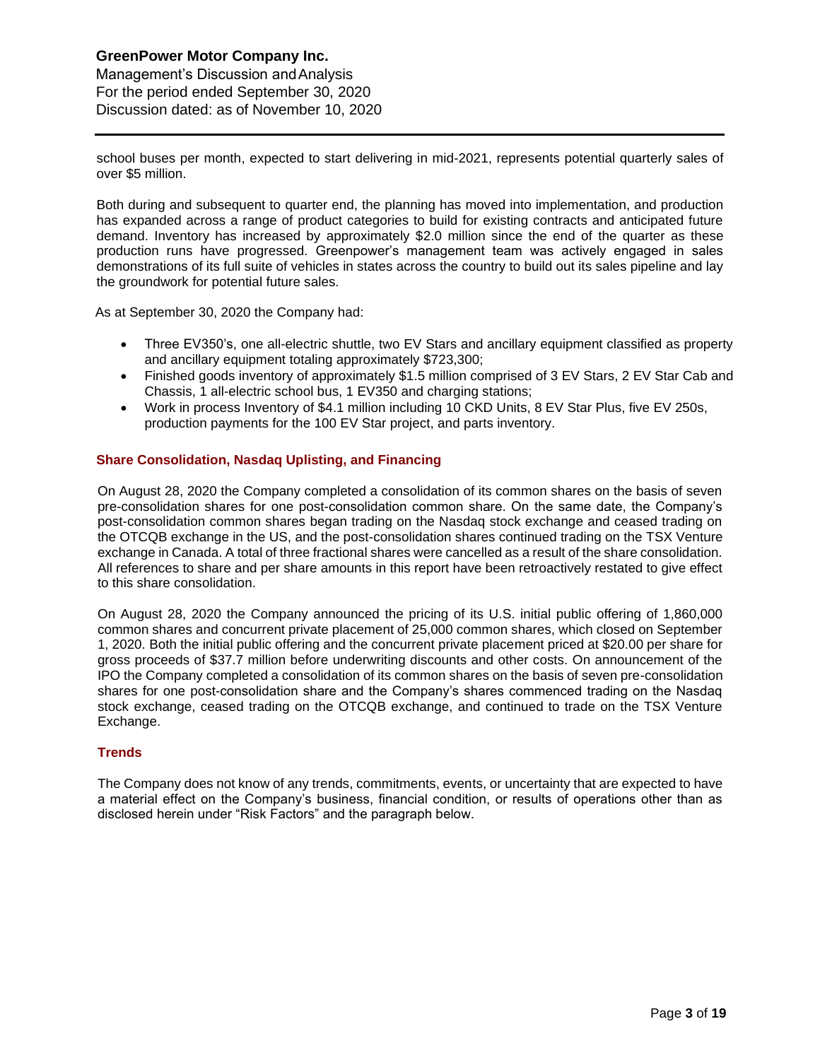school buses per month, expected to start delivering in mid-2021, represents potential quarterly sales of over $5 million.

Both during and subsequent to quarter end, the planning has moved into implementation, and production has expanded across a range of product categories to build for existing contracts and anticipated future demand. Inventory has increased by approximately $2.0 million since the end of the quarter as these production runs have progressed. Greenpower's management team was actively engaged in sales demonstrations of its full suite of vehicles in states across the country to build out its sales pipeline and lay the groundwork for potential future sales.

As at September 30, 2020 the Company had:

- Three EV350's, one all-electric shuttle, two EV Stars and ancillary equipment classified as property and ancillary equipment totaling approximately $723,300;
- Finished goods inventory of approximately $1.5 million comprised of 3 EV Stars, 2 EV Star Cab and Chassis, 1 all-electric school bus, 1 EV350 and charging stations;
- Work in process Inventory of $4.1 million including 10 CKD Units, 8 EV Star Plus, five EV 250s, production payments for the 100 EV Star project, and parts inventory.

## Share Consolidation, Nasdaq Uplisting, and Financing

On August 28, 2020 the Company completed a consolidation of its common shares on the basis of seven pre-consolidation shares for one post-consolidation common share. On the same date, the Company's post-consolidation common shares began trading on the Nasdaq stock exchange and ceased trading on the OTCQB exchange in the US, and the post-consolidation shares continued trading on the TSX Venture exchange in Canada. A total of three fractional shares were cancelled as a result of the share consolidation. All references to share and per share amounts in this report have been retroactively restated to give effect to this share consolidation.

On August 28, 2020 the Company announced the pricing of its U.S. initial public offering of 1,860,000 common shares and concurrent private placement of 25,000 common shares, which closed on September 1, 2020. Both the initial public offering and the concurrent private placement priced at $20.00 per share for gross proceeds of $37.7 million before underwriting discounts and other costs. On announcement of the IPO the Company completed a consolidation of its common shares on the basis of seven pre-consolidation shares for one post-consolidation share and the Company's shares commenced trading on the Nasdaq stock exchange, ceased trading on the OTCQB exchange, and continued to trade on the TSX Venture Exchange.

## Trends

The Company does not know of any trends, commitments, events, or uncertainty that are expected to have a material effect on the Company's business, financial condition, or results of operations other than as disclosed herein under "Risk Factors" and the paragraph below.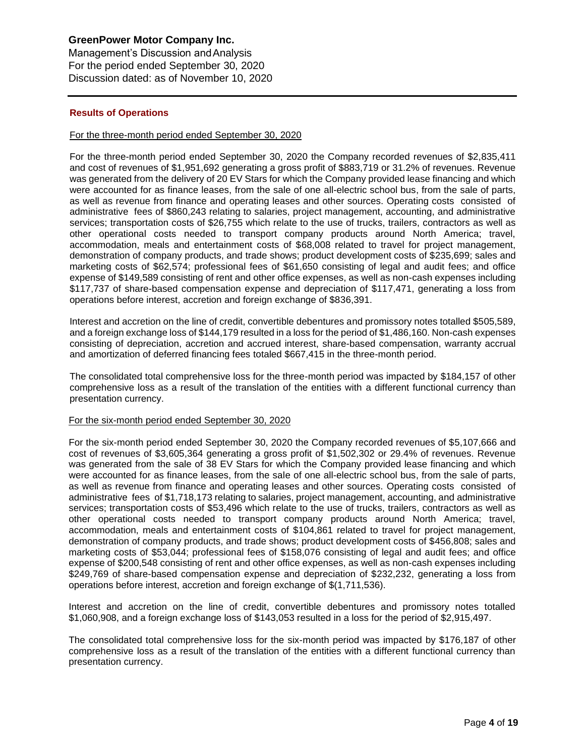## Results of Operations

For the three-month period ended September 30, 2020

For the three-month period ended September 30, 2020 the Company recorded revenues of $2,835,411 and cost of revenues of $1,951,692 generating a gross profit of $883,719 or 31.2% of revenues. Revenue was generated from the delivery of 20 EV Stars for which the Company provided lease financing and which were accounted for as finance leases, from the sale of one all-electric school bus, from the sale of parts, as well as revenue from finance and operating leases and other sources. Operating costs consisted of administrative fees of $860,243 relating to salaries, project management, accounting, and administrative services; transportation costs of $26,755 which relate to the use of trucks, trailers, contractors as well as other operational costs needed to transport company products around North America; travel, accommodation, meals and entertainment costs of $68,008 related to travel for project management, demonstration of company products, and trade shows; product development costs of $235,699; sales and marketing costs of $62,574; professional fees of $61,650 consisting of legal and audit fees; and office expense of $149,589 consisting of rent and other office expenses, as well as non-cash expenses including $117,737 of share-based compensation expense and depreciation of $117,471, generating a loss from operations before interest, accretion and foreign exchange of $836,391.

Interest and accretion on the line of credit, convertible debentures and promissory notes totalled $505,589, and a foreign exchange loss of $144,179 resulted in a loss for the period of $1,486,160. Non-cash expenses consisting of depreciation, accretion and accrued interest, share-based compensation, warranty accrual and amortization of deferred financing fees totaled $667,415 in the three-month period.

The consolidated total comprehensive loss for the three-month period was impacted by $184,157 of other comprehensive loss as a result of the translation of the entities with a different functional currency than presentation currency.

For the six-month period ended September 30, 2020

For the six-month period ended September 30, 2020 the Company recorded revenues of $5,107,666 and cost of revenues of $3,605,364 generating a gross profit of $1,502,302 or 29.4% of revenues. Revenue was generated from the sale of 38 EV Stars for which the Company provided lease financing and which were accounted for as finance leases, from the sale of one all-electric school bus, from the sale of parts, as well as revenue from finance and operating leases and other sources. Operating costs consisted of administrative fees of $1,718,173 relating to salaries, project management, accounting, and administrative services; transportation costs of $53,496 which relate to the use of trucks, trailers, contractors as well as other operational costs needed to transport company products around North America; travel, accommodation, meals and entertainment costs of $104,861 related to travel for project management, demonstration of company products, and trade shows; product development costs of $456,808; sales and marketing costs of $53,044; professional fees of $158,076 consisting of legal and audit fees; and office expense of $200,548 consisting of rent and other office expenses, as well as non-cash expenses including $249,769 of share-based compensation expense and depreciation of $232,232, generating a loss from operations before interest, accretion and foreign exchange of $(1,711,536).

Interest and accretion on the line of credit, convertible debentures and promissory notes totalled $1,060,908, and a foreign exchange loss of $143,053 resulted in a loss for the period of $2,915,497.

The consolidated total comprehensive loss for the six-month period was impacted by $176,187 of other comprehensive loss as a result of the translation of the entities with a different functional currency than presentation currency.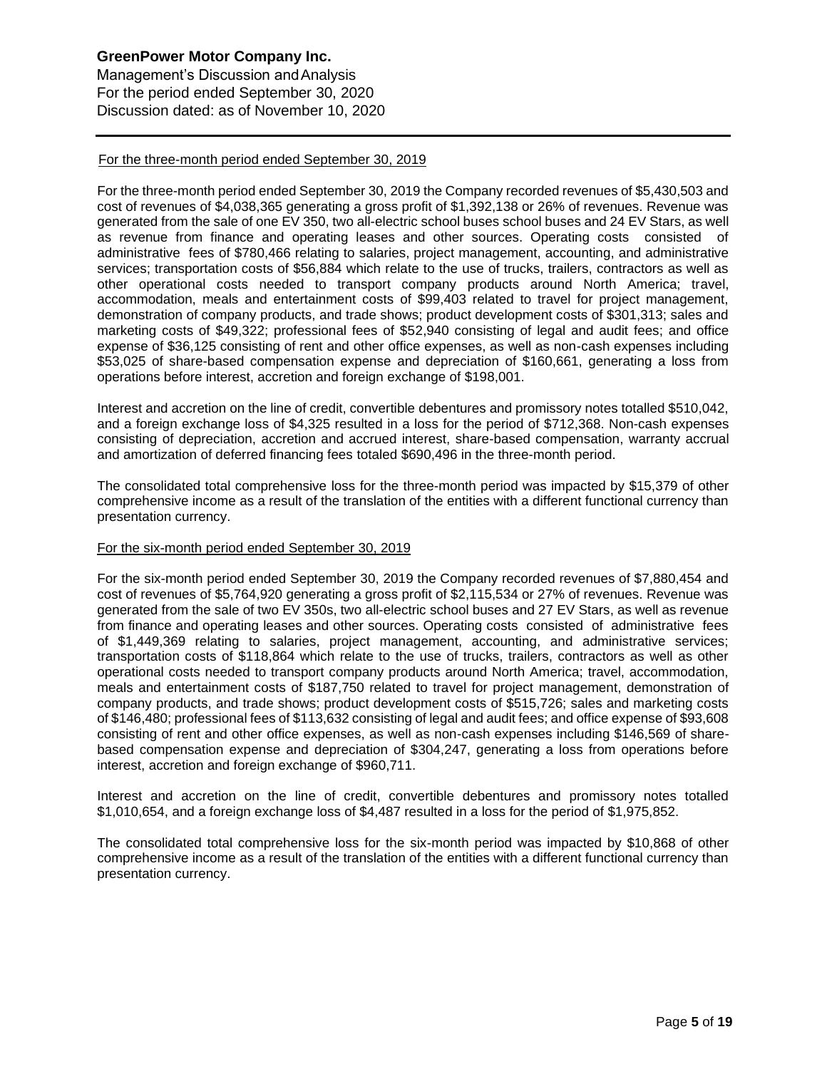For the three-month period ended September 30, 2019

For the three-month period ended September 30, 2019 the Company recorded revenues of $5,430,503 and cost of revenues of $4,038,365 generating a gross profit of $1,392,138 or 26% of revenues. Revenue was generated from the sale of one EV 350, two all-electric school buses school buses and 24 EV Stars, as well as revenue from finance and operating leases and other sources. Operating costs consisted of administrative fees of $780,466 relating to salaries, project management, accounting, and administrative services; transportation costs of $56,884 which relate to the use of trucks, trailers, contractors as well as other operational costs needed to transport company products around North America; travel, accommodation, meals and entertainment costs of $99,403 related to travel for project management, demonstration of company products, and trade shows; product development costs of $301,313; sales and marketing costs of $49,322; professional fees of $52,940 consisting of legal and audit fees; and office expense of $36,125 consisting of rent and other office expenses, as well as non-cash expenses including $53,025 of share-based compensation expense and depreciation of $160,661, generating a loss from operations before interest, accretion and foreign exchange of $198,001.

Interest and accretion on the line of credit, convertible debentures and promissory notes totalled $510,042, and a foreign exchange loss of $4,325 resulted in a loss for the period of $712,368. Non-cash expenses consisting of depreciation, accretion and accrued interest, share-based compensation, warranty accrual and amortization of deferred financing fees totaled $690,496 in the three-month period.

The consolidated total comprehensive loss for the three-month period was impacted by $15,379 of other comprehensive income as a result of the translation of the entities with a different functional currency than presentation currency.

For the six-month period ended September 30, 2019

For the six-month period ended September 30, 2019 the Company recorded revenues of $7,880,454 and cost of revenues of $5,764,920 generating a gross profit of $2,115,534 or 27% of revenues. Revenue was generated from the sale of two EV 350s, two all-electric school buses and 27 EV Stars, as well as revenue from finance and operating leases and other sources. Operating costs consisted of administrative fees of $1,449,369 relating to salaries, project management, accounting, and administrative services; transportation costs of $118,864 which relate to the use of trucks, trailers, contractors as well as other operational costs needed to transport company products around North America; travel, accommodation, meals and entertainment costs of $187,750 related to travel for project management, demonstration of company products, and trade shows; product development costs of $515,726; sales and marketing costs of $146,480; professional fees of $113,632 consisting of legal and audit fees; and office expense of $93,608 consisting of rent and other office expenses, as well as non-cash expenses including $146,569 of share-based compensation expense and depreciation of $304,247, generating a loss from operations before interest, accretion and foreign exchange of $960,711.

Interest and accretion on the line of credit, convertible debentures and promissory notes totalled $1,010,654, and a foreign exchange loss of $4,487 resulted in a loss for the period of $1,975,852.

The consolidated total comprehensive loss for the six-month period was impacted by $10,868 of other comprehensive income as a result of the translation of the entities with a different functional currency than presentation currency.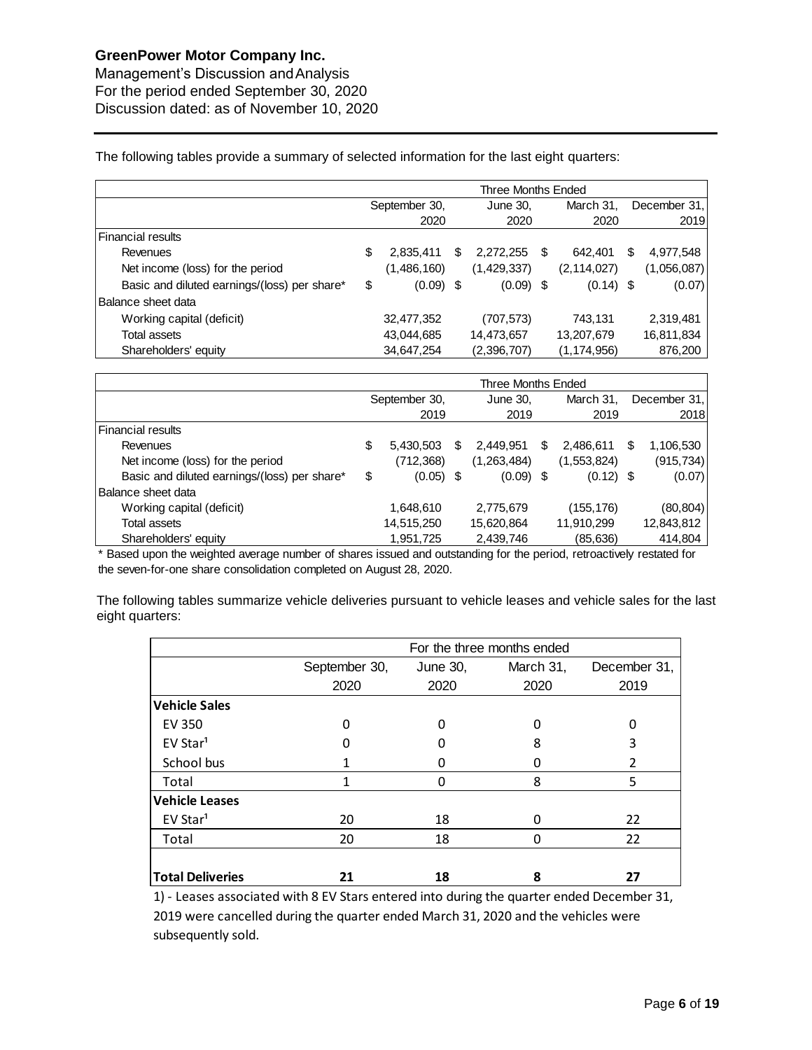The following tables provide a summary of selected information for the last eight quarters:

| | Three Months Ended | | | |
|---|---|---|---|---|
| | September 30, 2020 | June 30, 2020 | March 31, 2020 | December 31, 2019 |
| **Financial results** | | | | |
| Revenues | $ 2,835,411 | $ 2,272,255 | $ 642,401 | $ 4,977,548 |
| Net income (loss) for the period | (1,486,160) | (1,429,337) | (2,114,027) | (1,056,087) |
| Basic and diluted earnings/(loss) per share* | $ (0.09) | $ (0.09) | $ (0.14) | $ (0.07) |
| **Balance sheet data** | | | | |
| Working capital (deficit) | 32,477,352 | (707,573) | 743,131 | 2,319,481 |
| Total assets | 43,044,685 | 14,473,657 | 13,207,679 | 16,811,834 |
| Shareholders' equity | 34,647,254 | (2,396,707) | (1,174,956) | 876,200 |

| | Three Months Ended | | | |
|---|---|---|---|---|
| | September 30, 2019 | June 30, 2019 | March 31, 2019 | December 31, 2018 |
| **Financial results** | | | | |
| Revenues | $ 5,430,503 | $ 2,449,951 | $ 2,486,611 | $ 1,106,530 |
| Net income (loss) for the period | (712,368) | (1,263,484) | (1,553,824) | (915,734) |
| Basic and diluted earnings/(loss) per share* | $ (0.05) | $ (0.09) | $ (0.12) | $ (0.07) |
| **Balance sheet data** | | | | |
| Working capital (deficit) | 1,648,610 | 2,775,679 | (155,176) | (80,804) |
| Total assets | 14,515,250 | 15,620,864 | 11,910,299 | 12,843,812 |
| Shareholders' equity | 1,951,725 | 2,439,746 | (85,636) | 414,804 |

\* Based upon the weighted average number of shares issued and outstanding for the period, retroactively restated for the seven-for-one share consolidation completed on August 28, 2020.

The following tables summarize vehicle deliveries pursuant to vehicle leases and vehicle sales for the last eight quarters:

| | For the three months ended | | | |
|---|---|---|---|---|
| | September 30, 2020 | June 30, 2020 | March 31, 2020 | December 31, 2019 |
| **Vehicle Sales** | | | | |
| EV 350 | 0 | 0 | 0 | 0 |
| EV Star[1] | 0 | 0 | 8 | 3 |
| School bus | 1 | 0 | 0 | 2 |
| Total | 1 | 0 | 8 | 5 |
| **Vehicle Leases** | | | | |
| EV Star[1] | 20 | 18 | 0 | 22 |
| Total | 20 | 18 | 0 | 22 |
| **Total Deliveries** | **21** | **18** | **8** | **27** |

1) - Leases associated with 8 EV Stars entered into during the quarter ended December 31, 2019 were cancelled during the quarter ended March 31, 2020 and the vehicles were subsequently sold.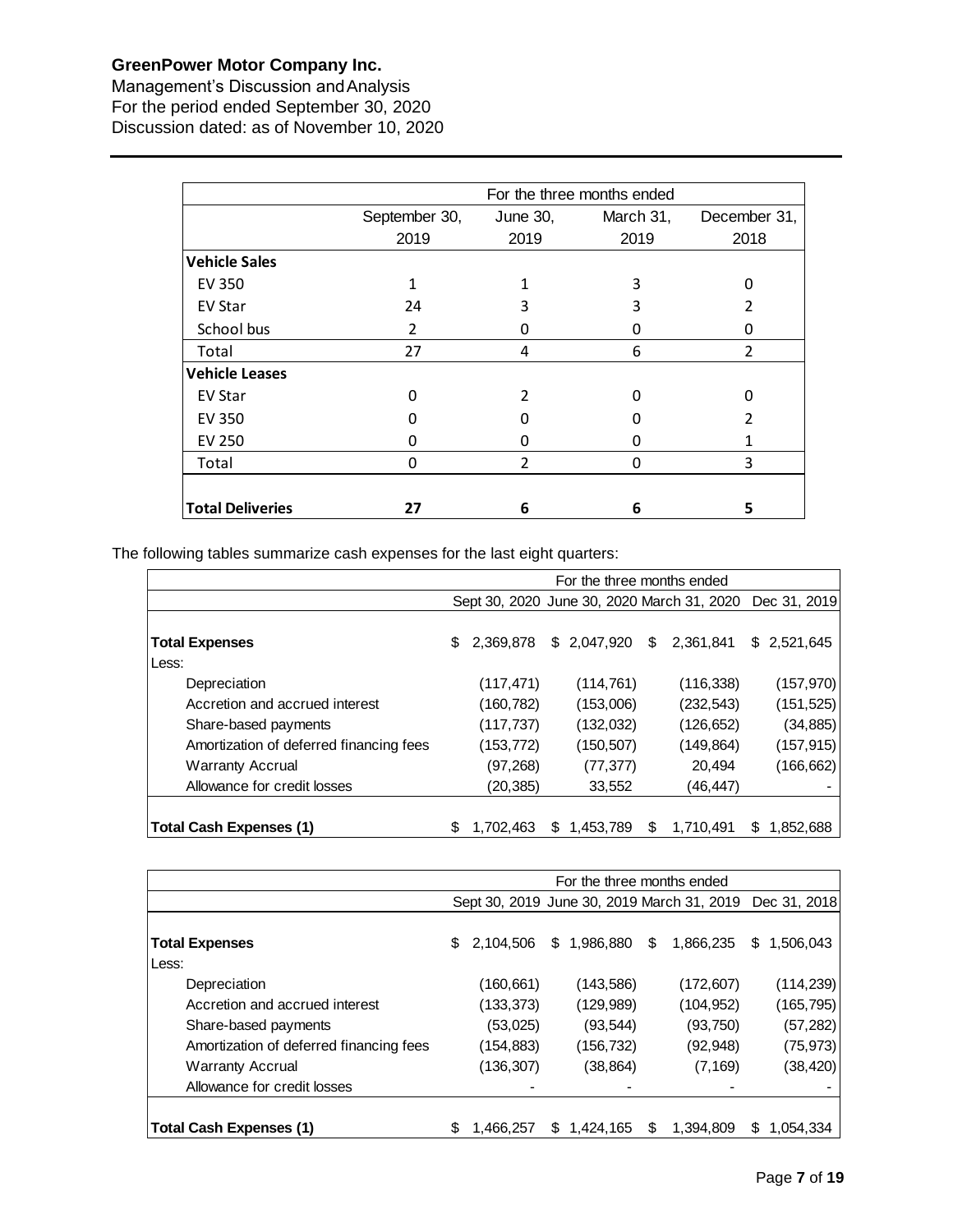| | For the three months ended | | | |
|---|---|---|---|---|
| | September 30, 2019 | June 30, 2019 | March 31, 2019 | December 31, 2018 |
| **Vehicle Sales** | | | | |
| EV 350 | 1 | 1 | 3 | 0 |
| EV Star | 24 | 3 | 3 | 2 |
| School bus | 2 | 0 | 0 | 0 |
| Total | 27 | 4 | 6 | 2 |
| **Vehicle Leases** | | | | |
| EV Star | 0 | 2 | 0 | 0 |
| EV 350 | 0 | 0 | 0 | 2 |
| EV 250 | 0 | 0 | 0 | 1 |
| Total | 0 | 2 | 0 | 3 |
| **Total Deliveries** | **27** | **6** | **6** | **5** |

The following tables summarize cash expenses for the last eight quarters:

| | For the three months ended | | | |
|---|---|---|---|---|
| | Sept 30, 2020 | June 30, 2020 | March 31, 2020 | Dec 31, 2019 |
| **Total Expenses** | $ 2,369,878 | $ 2,047,920 | $ 2,361,841 | $ 2,521,645 |
| Less: | | | | |
| Depreciation | (117,471) | (114,761) | (116,338) | (157,970) |
| Accretion and accrued interest | (160,782) | (153,006) | (232,543) | (151,525) |
| Share-based payments | (117,737) | (132,032) | (126,652) | (34,885) |
| Amortization of deferred financing fees | (153,772) | (150,507) | (149,864) | (157,915) |
| Warranty Accrual | (97,268) | (77,377) | 20,494 | (166,662) |
| Allowance for credit losses | (20,385) | 33,552 | (46,447) | - |
| **Total Cash Expenses (1)** | $ 1,702,463 | $ 1,453,789 | $ 1,710,491 | $ 1,852,688 |

| | For the three months ended | | | |
|---|---|---|---|---|
| | Sept 30, 2019 | June 30, 2019 | March 31, 2019 | Dec 31, 2018 |
| **Total Expenses** | $ 2,104,506 | $ 1,986,880 | $ 1,866,235 | $ 1,506,043 |
| Less: | | | | |
| Depreciation | (160,661) | (143,586) | (172,607) | (114,239) |
| Accretion and accrued interest | (133,373) | (129,989) | (104,952) | (165,795) |
| Share-based payments | (53,025) | (93,544) | (93,750) | (57,282) |
| Amortization of deferred financing fees | (154,883) | (156,732) | (92,948) | (75,973) |
| Warranty Accrual | (136,307) | (38,864) | (7,169) | (38,420) |
| Allowance for credit losses | - | - | - | - |
| **Total Cash Expenses (1)** | $ 1,466,257 | $ 1,424,165 | $ 1,394,809 | $ 1,054,334 |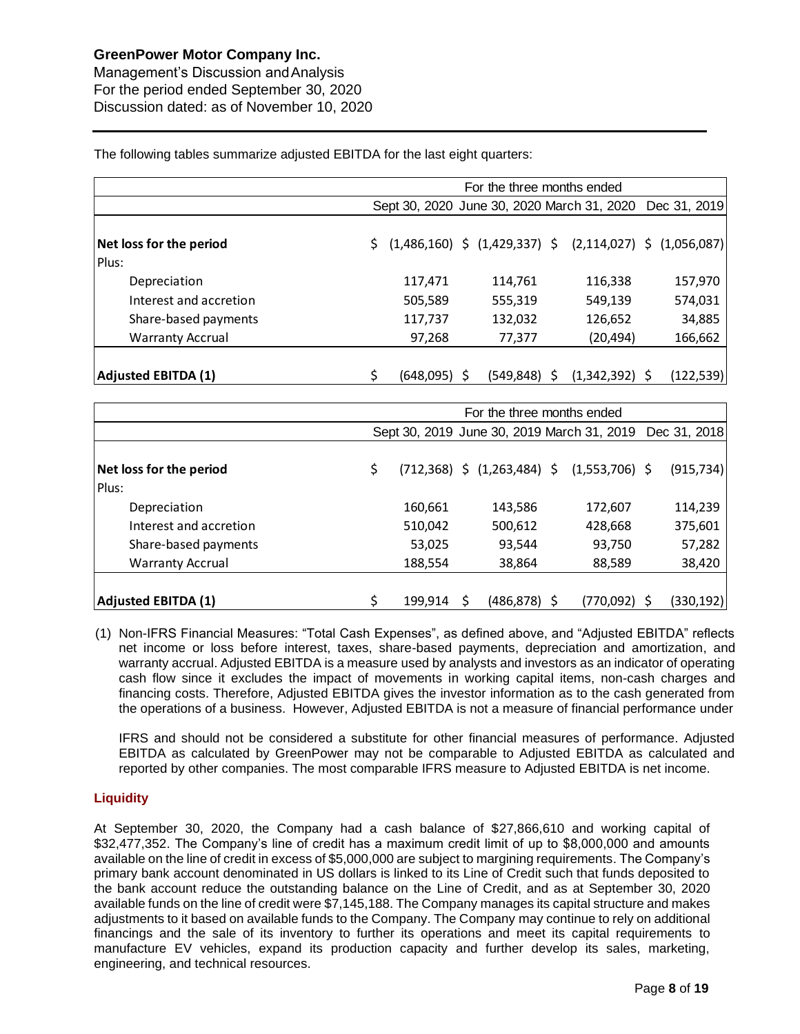The following tables summarize adjusted EBITDA for the last eight quarters:

| | For the three months ended | | | |
|---|---|---|---|---|
| | Sept 30, 2020 | June 30, 2020 | March 31, 2020 | Dec 31, 2019 |
| **Net loss for the period** | $ (1,486,160) | $ (1,429,337) | $ (2,114,027) | $ (1,056,087) |
| Plus: | | | | |
| Depreciation | 117,471 | 114,761 | 116,338 | 157,970 |
| Interest and accretion | 505,589 | 555,319 | 549,139 | 574,031 |
| Share-based payments | 117,737 | 132,032 | 126,652 | 34,885 |
| Warranty Accrual | 97,268 | 77,377 | (20,494) | 166,662 |
| **Adjusted EBITDA (1)** | $ (648,095) | $ (549,848) | $ (1,342,392) | $ (122,539) |

| | For the three months ended | | | |
|---|---|---|---|---|
| | Sept 30, 2019 | June 30, 2019 | March 31, 2019 | Dec 31, 2018 |
| **Net loss for the period** | $ (712,368) | $ (1,263,484) | $ (1,553,706) | $ (915,734) |
| Plus: | | | | |
| Depreciation | 160,661 | 143,586 | 172,607 | 114,239 |
| Interest and accretion | 510,042 | 500,612 | 428,668 | 375,601 |
| Share-based payments | 53,025 | 93,544 | 93,750 | 57,282 |
| Warranty Accrual | 188,554 | 38,864 | 88,589 | 38,420 |
| **Adjusted EBITDA (1)** | $ 199,914 | $ (486,878) | $ (770,092) | $ (330,192) |

(1) Non-IFRS Financial Measures: "Total Cash Expenses", as defined above, and "Adjusted EBITDA" reflects net income or loss before interest, taxes, share-based payments, depreciation and amortization, and warranty accrual. Adjusted EBITDA is a measure used by analysts and investors as an indicator of operating cash flow since it excludes the impact of movements in working capital items, non-cash charges and financing costs. Therefore, Adjusted EBITDA gives the investor information as to the cash generated from the operations of a business. However, Adjusted EBITDA is not a measure of financial performance under IFRS and should not be considered a substitute for other financial measures of performance. Adjusted EBITDA as calculated by GreenPower may not be comparable to Adjusted EBITDA as calculated and reported by other companies. The most comparable IFRS measure to Adjusted EBITDA is net income.

## Liquidity

At September 30, 2020, the Company had a cash balance of $27,866,610 and working capital of $32,477,352. The Company's line of credit has a maximum credit limit of up to $8,000,000 and amounts available on the line of credit in excess of $5,000,000 are subject to margining requirements. The Company's primary bank account denominated in US dollars is linked to its Line of Credit such that funds deposited to the bank account reduce the outstanding balance on the Line of Credit, and as at September 30, 2020 available funds on the line of credit were $7,145,188. The Company manages its capital structure and makes adjustments to it based on available funds to the Company. The Company may continue to rely on additional financings and the sale of its inventory to further its operations and meet its capital requirements to manufacture EV vehicles, expand its production capacity and further develop its sales, marketing, engineering, and technical resources.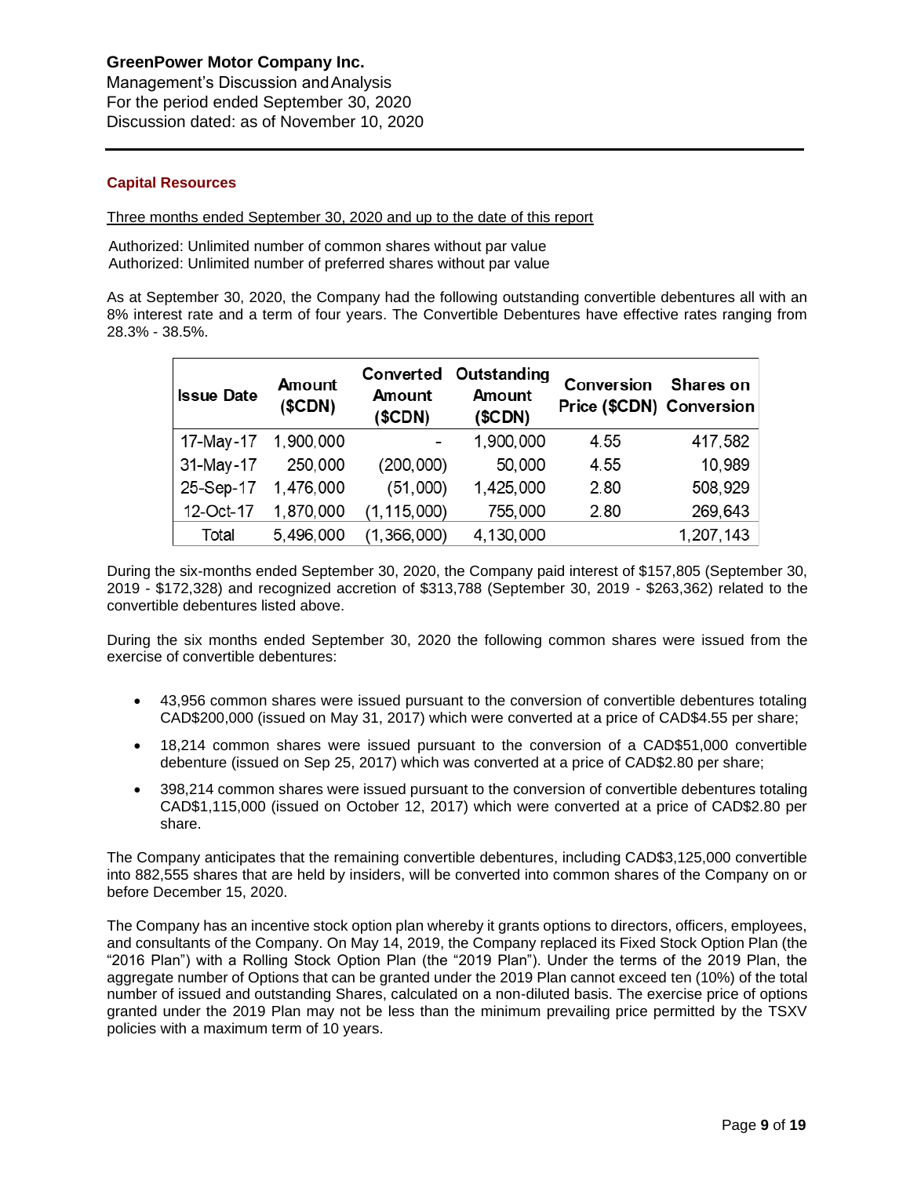## Capital Resources

Three months ended September 30, 2020 and up to the date of this report

Authorized: Unlimited number of common shares without par value
Authorized: Unlimited number of preferred shares without par value

As at September 30, 2020, the Company had the following outstanding convertible debentures all with an 8% interest rate and a term of four years. The Convertible Debentures have effective rates ranging from 28.3% - 38.5%.

| Issue Date | Amount ($CDN) | Converted Amount ($CDN) | Outstanding Amount ($CDN) | Conversion Price ($CDN) | Shares on Conversion |
|---|---|---|---|---|---|
| 17-May-17 | 1,900,000 | - | 1,900,000 | 4.55 | 417,582 |
| 31-May-17 | 250,000 | (200,000) | 50,000 | 4.55 | 10,989 |
| 25-Sep-17 | 1,476,000 | (51,000) | 1,425,000 | 2.80 | 508,929 |
| 12-Oct-17 | 1,870,000 | (1,115,000) | 755,000 | 2.80 | 269,643 |
| Total | 5,496,000 | (1,366,000) | 4,130,000 | | 1,207,143 |

During the six-months ended September 30, 2020, the Company paid interest of $157,805 (September 30, 2019 - $172,328) and recognized accretion of $313,788 (September 30, 2019 - $263,362) related to the convertible debentures listed above.

During the six months ended September 30, 2020 the following common shares were issued from the exercise of convertible debentures:

- 43,956 common shares were issued pursuant to the conversion of convertible debentures totaling CAD$200,000 (issued on May 31, 2017) which were converted at a price of CAD$4.55 per share;
- 18,214 common shares were issued pursuant to the conversion of a CAD$51,000 convertible debenture (issued on Sep 25, 2017) which was converted at a price of CAD$2.80 per share;
- 398,214 common shares were issued pursuant to the conversion of convertible debentures totaling CAD$1,115,000 (issued on October 12, 2017) which were converted at a price of CAD$2.80 per share.

The Company anticipates that the remaining convertible debentures, including CAD$3,125,000 convertible into 882,555 shares that are held by insiders, will be converted into common shares of the Company on or before December 15, 2020.

The Company has an incentive stock option plan whereby it grants options to directors, officers, employees, and consultants of the Company. On May 14, 2019, the Company replaced its Fixed Stock Option Plan (the "2016 Plan") with a Rolling Stock Option Plan (the "2019 Plan"). Under the terms of the 2019 Plan, the aggregate number of Options that can be granted under the 2019 Plan cannot exceed ten (10%) of the total number of issued and outstanding Shares, calculated on a non-diluted basis. The exercise price of options granted under the 2019 Plan may not be less than the minimum prevailing price permitted by the TSXV policies with a maximum term of 10 years.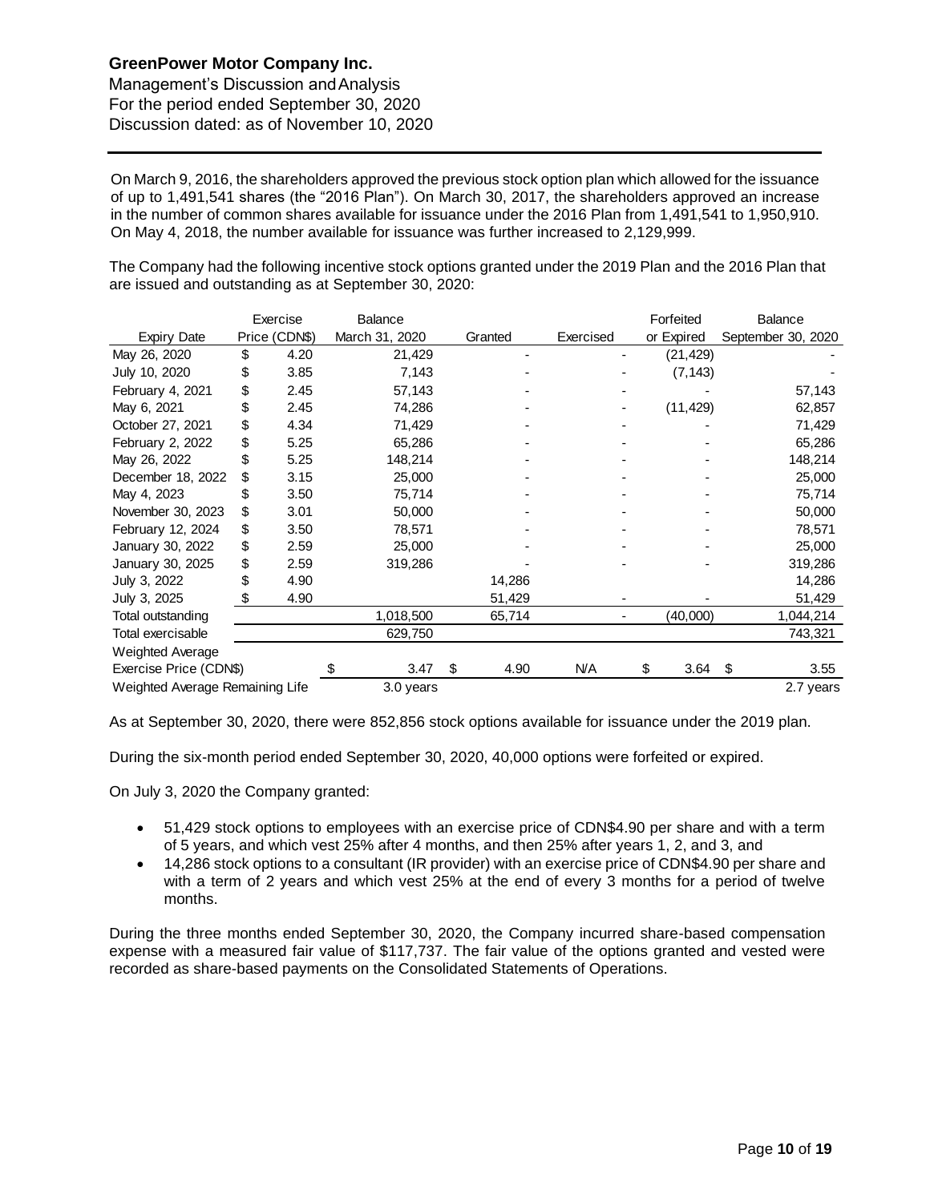On March 9, 2016, the shareholders approved the previous stock option plan which allowed for the issuance of up to 1,491,541 shares (the "2016 Plan"). On March 30, 2017, the shareholders approved an increase in the number of common shares available for issuance under the 2016 Plan from 1,491,541 to 1,950,910. On May 4, 2018, the number available for issuance was further increased to 2,129,999.

The Company had the following incentive stock options granted under the 2019 Plan and the 2016 Plan that are issued and outstanding as at September 30, 2020:

| Expiry Date | Exercise Price (CDN$) | Balance March 31, 2020 | Granted | Exercised | Forfeited or Expired | Balance September 30, 2020 |
|---|---|---|---|---|---|---|
| May 26, 2020 | $ 4.20 | 21,429 | - | - | (21,429) | - |
| July 10, 2020 | $ 3.85 | 7,143 | - | - | (7,143) | - |
| February 4, 2021 | $ 2.45 | 57,143 | - | - | - | 57,143 |
| May 6, 2021 | $ 2.45 | 74,286 | - | - | (11,429) | 62,857 |
| October 27, 2021 | $ 4.34 | 71,429 | - | - | - | 71,429 |
| February 2, 2022 | $ 5.25 | 65,286 | - | - | - | 65,286 |
| May 26, 2022 | $ 5.25 | 148,214 | - | - | - | 148,214 |
| December 18, 2022 | $ 3.15 | 25,000 | - | - | - | 25,000 |
| May 4, 2023 | $ 3.50 | 75,714 | - | - | - | 75,714 |
| November 30, 2023 | $ 3.01 | 50,000 | - | - | - | 50,000 |
| February 12, 2024 | $ 3.50 | 78,571 | - | - | - | 78,571 |
| January 30, 2022 | $ 2.59 | 25,000 | - | - | - | 25,000 |
| January 30, 2025 | $ 2.59 | 319,286 | - | - | - | 319,286 |
| July 3, 2022 | $ 4.90 | | 14,286 | | | 14,286 |
| July 3, 2025 | $ 4.90 | | 51,429 | - | - | 51,429 |
| Total outstanding | | 1,018,500 | 65,714 | - | (40,000) | 1,044,214 |
| Total exercisable | | 629,750 | | | | 743,321 |
| Weighted Average Exercise Price (CDN$) | | $ 3.47 | $ 4.90 | N/A | $ 3.64 | $ 3.55 |
| Weighted Average Remaining Life | | 3.0 years | | | | 2.7 years |

As at September 30, 2020, there were 852,856 stock options available for issuance under the 2019 plan.

During the six-month period ended September 30, 2020, 40,000 options were forfeited or expired.

On July 3, 2020 the Company granted:

- 51,429 stock options to employees with an exercise price of CDN$4.90 per share and with a term of 5 years, and which vest 25% after 4 months, and then 25% after years 1, 2, and 3, and
- 14,286 stock options to a consultant (IR provider) with an exercise price of CDN$4.90 per share and with a term of 2 years and which vest 25% at the end of every 3 months for a period of twelve months.

During the three months ended September 30, 2020, the Company incurred share-based compensation expense with a measured fair value of $117,737. The fair value of the options granted and vested were recorded as share-based payments on the Consolidated Statements of Operations.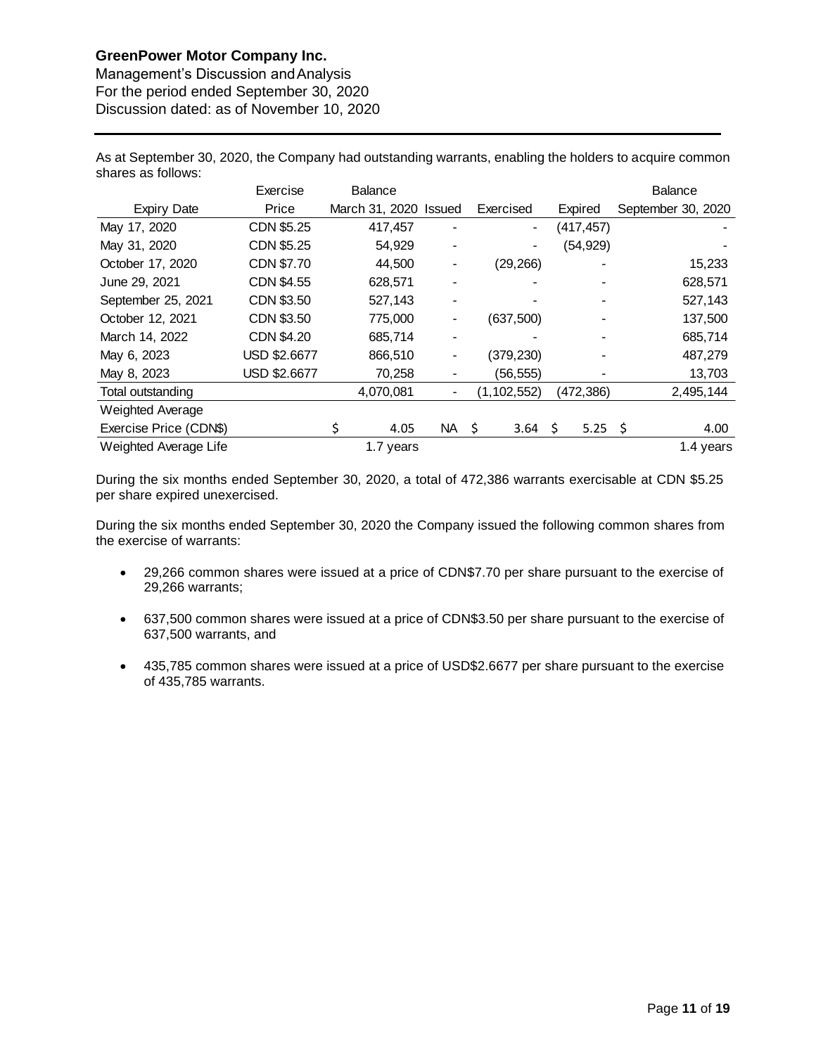As at September 30, 2020, the Company had outstanding warrants, enabling the holders to acquire common shares as follows:

| Expiry Date | Exercise Price | Balance March 31, 2020 | Issued | Exercised | Expired | Balance September 30, 2020 |
|---|---|---|---|---|---|---|
| May 17, 2020 | CDN $5.25 | 417,457 | - | - | (417,457) | - |
| May 31, 2020 | CDN $5.25 | 54,929 | - | - | (54,929) | - |
| October 17, 2020 | CDN $7.70 | 44,500 | - | (29,266) | - | 15,233 |
| June 29, 2021 | CDN $4.55 | 628,571 | - | - | - | 628,571 |
| September 25, 2021 | CDN $3.50 | 527,143 | - | - | - | 527,143 |
| October 12, 2021 | CDN $3.50 | 775,000 | - | (637,500) | - | 137,500 |
| March 14, 2022 | CDN $4.20 | 685,714 | - | - | - | 685,714 |
| May 6, 2023 | USD $2.6677 | 866,510 | - | (379,230) | - | 487,279 |
| May 8, 2023 | USD $2.6677 | 70,258 | - | (56,555) | - | 13,703 |
| Total outstanding | | 4,070,081 | - | (1,102,552) | (472,386) | 2,495,144 |
| Weighted Average Exercise Price (CDN$) | | $ 4.05 | NA | $ 3.64 | $ 5.25 | $ 4.00 |
| Weighted Average Life | | 1.7 years | | | | 1.4 years |

During the six months ended September 30, 2020, a total of 472,386 warrants exercisable at CDN $5.25 per share expired unexercised.

During the six months ended September 30, 2020 the Company issued the following common shares from the exercise of warrants:

- 29,266 common shares were issued at a price of CDN$7.70 per share pursuant to the exercise of 29,266 warrants;
- 637,500 common shares were issued at a price of CDN$3.50 per share pursuant to the exercise of 637,500 warrants, and
- 435,785 common shares were issued at a price of USD$2.6677 per share pursuant to the exercise of 435,785 warrants.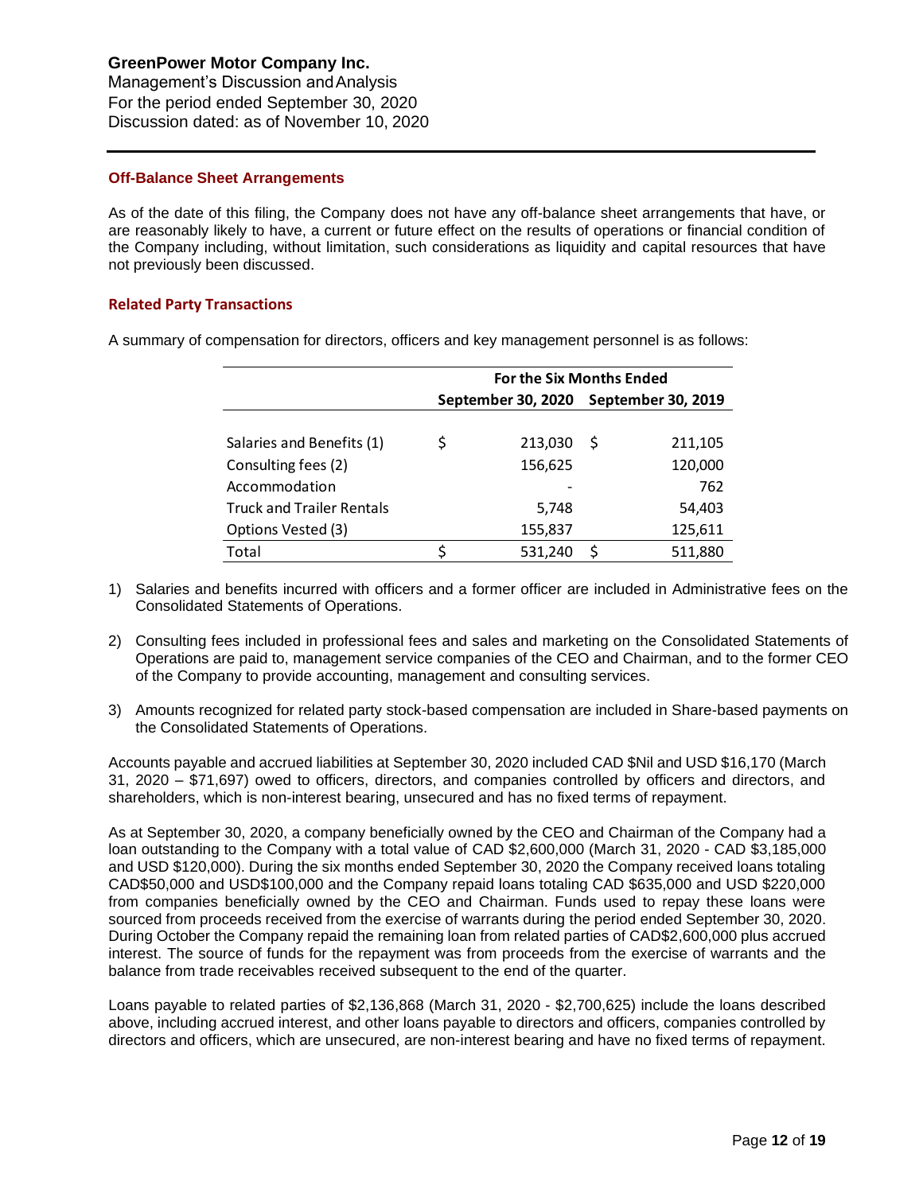## Off-Balance Sheet Arrangements

As of the date of this filing, the Company does not have any off-balance sheet arrangements that have, or are reasonably likely to have, a current or future effect on the results of operations or financial condition of the Company including, without limitation, such considerations as liquidity and capital resources that have not previously been discussed.

## Related Party Transactions

A summary of compensation for directors, officers and key management personnel is as follows:

| | For the Six Months Ended | |
|---|---|---|
| | September 30, 2020 | September 30, 2019 |
| Salaries and Benefits (1) | $ 213,030 | $ 211,105 |
| Consulting fees (2) | 156,625 | 120,000 |
| Accommodation | - | 762 |
| Truck and Trailer Rentals | 5,748 | 54,403 |
| Options Vested (3) | 155,837 | 125,611 |
| Total | $ 531,240 | $ 511,880 |

1) Salaries and benefits incurred with officers and a former officer are included in Administrative fees on the Consolidated Statements of Operations.

2) Consulting fees included in professional fees and sales and marketing on the Consolidated Statements of Operations are paid to, management service companies of the CEO and Chairman, and to the former CEO of the Company to provide accounting, management and consulting services.

3) Amounts recognized for related party stock-based compensation are included in Share-based payments on the Consolidated Statements of Operations.

Accounts payable and accrued liabilities at September 30, 2020 included CAD $Nil and USD $16,170 (March 31, 2020 – $71,697) owed to officers, directors, and companies controlled by officers and directors, and shareholders, which is non-interest bearing, unsecured and has no fixed terms of repayment.

As at September 30, 2020, a company beneficially owned by the CEO and Chairman of the Company had a loan outstanding to the Company with a total value of CAD $2,600,000 (March 31, 2020 - CAD $3,185,000 and USD $120,000). During the six months ended September 30, 2020 the Company received loans totaling CAD$50,000 and USD$100,000 and the Company repaid loans totaling CAD $635,000 and USD $220,000 from companies beneficially owned by the CEO and Chairman. Funds used to repay these loans were sourced from proceeds received from the exercise of warrants during the period ended September 30, 2020. During October the Company repaid the remaining loan from related parties of CAD$2,600,000 plus accrued interest. The source of funds for the repayment was from proceeds from the exercise of warrants and the balance from trade receivables received subsequent to the end of the quarter.

Loans payable to related parties of $2,136,868 (March 31, 2020 - $2,700,625) include the loans described above, including accrued interest, and other loans payable to directors and officers, companies controlled by directors and officers, which are unsecured, are non-interest bearing and have no fixed terms of repayment.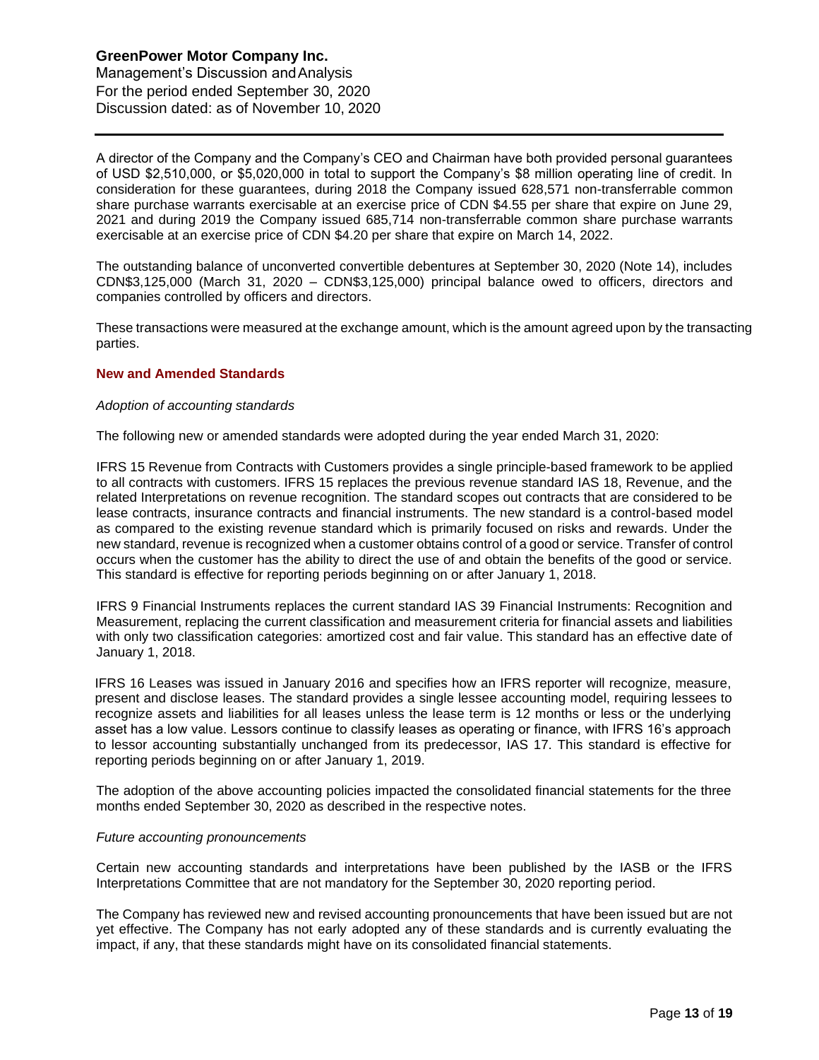A director of the Company and the Company's CEO and Chairman have both provided personal guarantees of USD $2,510,000, or $5,020,000 in total to support the Company's $8 million operating line of credit. In consideration for these guarantees, during 2018 the Company issued 628,571 non-transferrable common share purchase warrants exercisable at an exercise price of CDN $4.55 per share that expire on June 29, 2021 and during 2019 the Company issued 685,714 non-transferrable common share purchase warrants exercisable at an exercise price of CDN $4.20 per share that expire on March 14, 2022.

The outstanding balance of unconverted convertible debentures at September 30, 2020 (Note 14), includes CDN$3,125,000 (March 31, 2020 – CDN$3,125,000) principal balance owed to officers, directors and companies controlled by officers and directors.

These transactions were measured at the exchange amount, which is the amount agreed upon by the transacting parties.

## New and Amended Standards

*Adoption of accounting standards*

The following new or amended standards were adopted during the year ended March 31, 2020:

IFRS 15 Revenue from Contracts with Customers provides a single principle-based framework to be applied to all contracts with customers. IFRS 15 replaces the previous revenue standard IAS 18, Revenue, and the related Interpretations on revenue recognition. The standard scopes out contracts that are considered to be lease contracts, insurance contracts and financial instruments. The new standard is a control-based model as compared to the existing revenue standard which is primarily focused on risks and rewards. Under the new standard, revenue is recognized when a customer obtains control of a good or service. Transfer of control occurs when the customer has the ability to direct the use of and obtain the benefits of the good or service. This standard is effective for reporting periods beginning on or after January 1, 2018.

IFRS 9 Financial Instruments replaces the current standard IAS 39 Financial Instruments: Recognition and Measurement, replacing the current classification and measurement criteria for financial assets and liabilities with only two classification categories: amortized cost and fair value. This standard has an effective date of January 1, 2018.

IFRS 16 Leases was issued in January 2016 and specifies how an IFRS reporter will recognize, measure, present and disclose leases. The standard provides a single lessee accounting model, requiring lessees to recognize assets and liabilities for all leases unless the lease term is 12 months or less or the underlying asset has a low value. Lessors continue to classify leases as operating or finance, with IFRS 16's approach to lessor accounting substantially unchanged from its predecessor, IAS 17. This standard is effective for reporting periods beginning on or after January 1, 2019.

The adoption of the above accounting policies impacted the consolidated financial statements for the three months ended September 30, 2020 as described in the respective notes.

*Future accounting pronouncements*

Certain new accounting standards and interpretations have been published by the IASB or the IFRS Interpretations Committee that are not mandatory for the September 30, 2020 reporting period.

The Company has reviewed new and revised accounting pronouncements that have been issued but are not yet effective. The Company has not early adopted any of these standards and is currently evaluating the impact, if any, that these standards might have on its consolidated financial statements.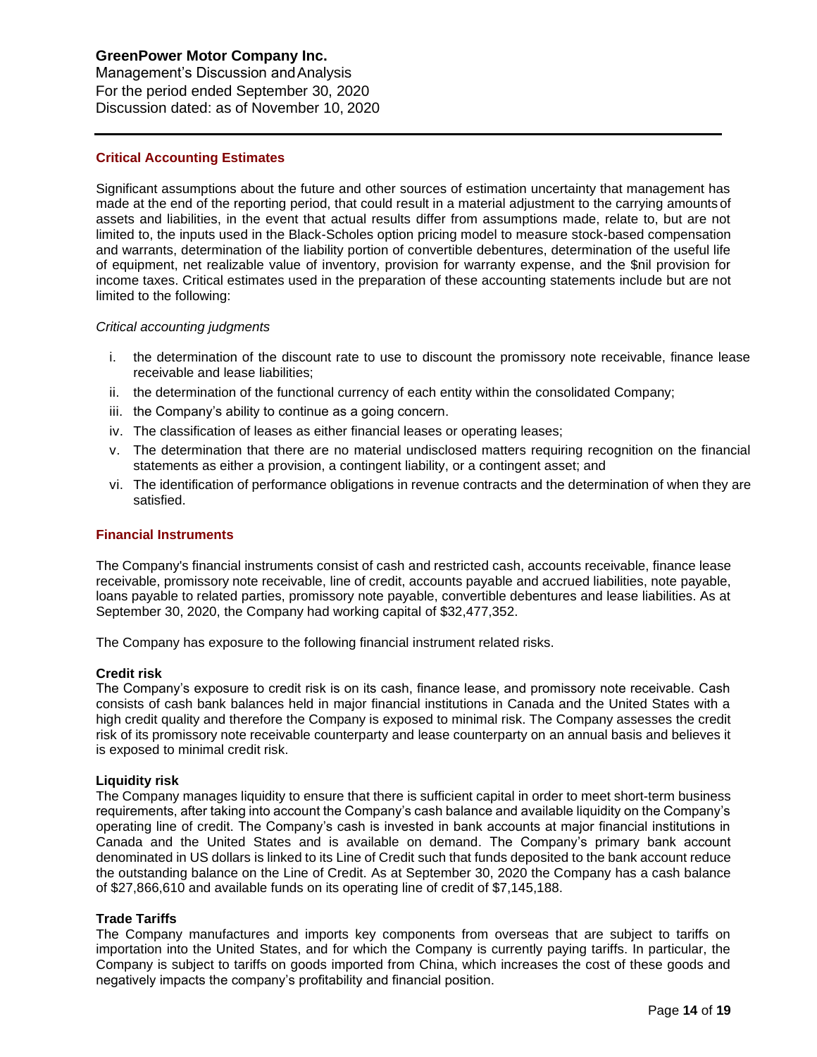## Critical Accounting Estimates

Significant assumptions about the future and other sources of estimation uncertainty that management has made at the end of the reporting period, that could result in a material adjustment to the carrying amounts of assets and liabilities, in the event that actual results differ from assumptions made, relate to, but are not limited to, the inputs used in the Black-Scholes option pricing model to measure stock-based compensation and warrants, determination of the liability portion of convertible debentures, determination of the useful life of equipment, net realizable value of inventory, provision for warranty expense, and the $nil provision for income taxes. Critical estimates used in the preparation of these accounting statements include but are not limited to the following:

*Critical accounting judgments*

i. the determination of the discount rate to use to discount the promissory note receivable, finance lease receivable and lease liabilities;
ii. the determination of the functional currency of each entity within the consolidated Company;
iii. the Company's ability to continue as a going concern.
iv. The classification of leases as either financial leases or operating leases;
v. The determination that there are no material undisclosed matters requiring recognition on the financial statements as either a provision, a contingent liability, or a contingent asset; and
vi. The identification of performance obligations in revenue contracts and the determination of when they are satisfied.

## Financial Instruments

The Company's financial instruments consist of cash and restricted cash, accounts receivable, finance lease receivable, promissory note receivable, line of credit, accounts payable and accrued liabilities, note payable, loans payable to related parties, promissory note payable, convertible debentures and lease liabilities. As at September 30, 2020, the Company had working capital of $32,477,352.

The Company has exposure to the following financial instrument related risks.

**Credit risk**
The Company's exposure to credit risk is on its cash, finance lease, and promissory note receivable. Cash consists of cash bank balances held in major financial institutions in Canada and the United States with a high credit quality and therefore the Company is exposed to minimal risk. The Company assesses the credit risk of its promissory note receivable counterparty and lease counterparty on an annual basis and believes it is exposed to minimal credit risk.

**Liquidity risk**
The Company manages liquidity to ensure that there is sufficient capital in order to meet short-term business requirements, after taking into account the Company's cash balance and available liquidity on the Company's operating line of credit. The Company's cash is invested in bank accounts at major financial institutions in Canada and the United States and is available on demand. The Company's primary bank account denominated in US dollars is linked to its Line of Credit such that funds deposited to the bank account reduce the outstanding balance on the Line of Credit. As at September 30, 2020 the Company has a cash balance of $27,866,610 and available funds on its operating line of credit of $7,145,188.

**Trade Tariffs**
The Company manufactures and imports key components from overseas that are subject to tariffs on importation into the United States, and for which the Company is currently paying tariffs. In particular, the Company is subject to tariffs on goods imported from China, which increases the cost of these goods and negatively impacts the company's profitability and financial position.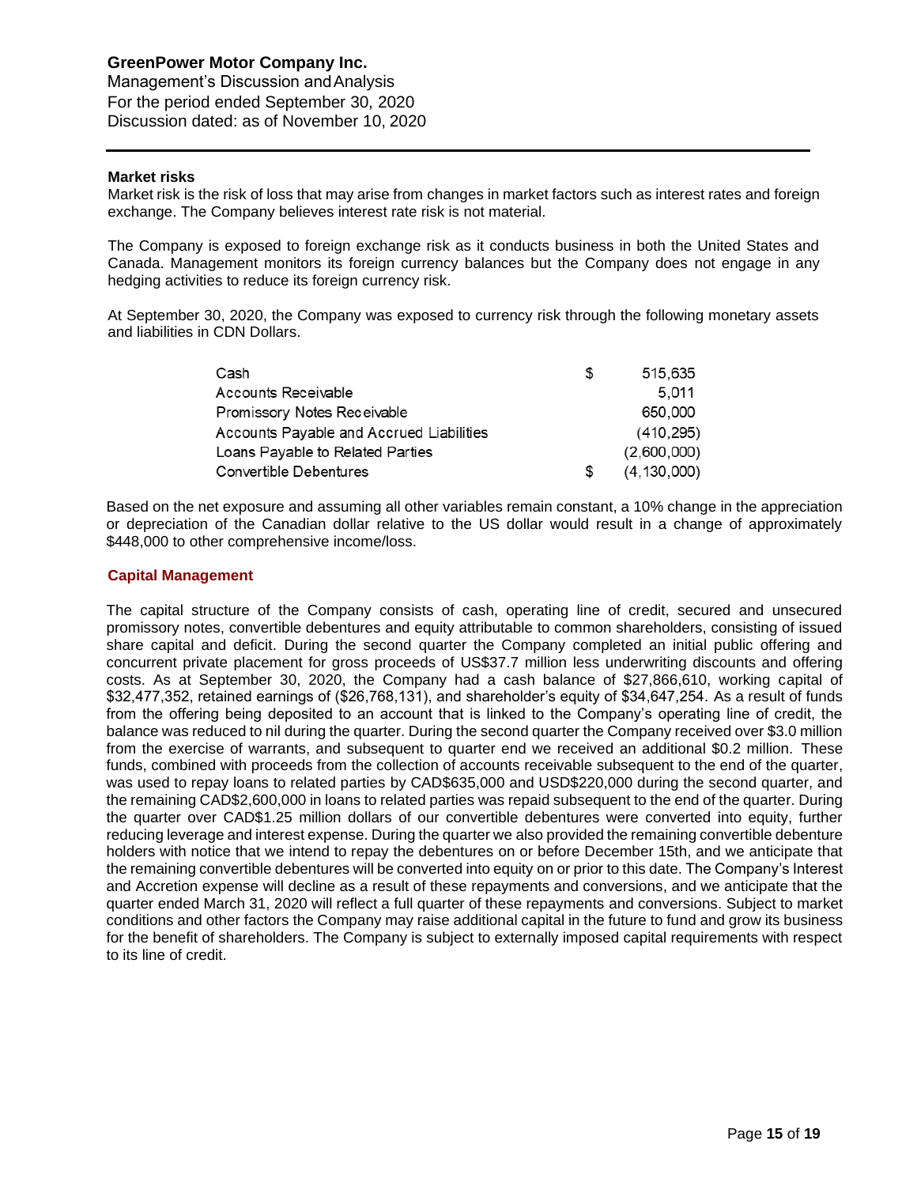#### Market risks

Market risk is the risk of loss that may arise from changes in market factors such as interest rates and foreign exchange. The Company believes interest rate risk is not material.

The Company is exposed to foreign exchange risk as it conducts business in both the United States and Canada. Management monitors its foreign currency balances but the Company does not engage in any hedging activities to reduce its foreign currency risk.

At September 30, 2020, the Company was exposed to currency risk through the following monetary assets and liabilities in CDN Dollars.

| | | |
|---|---|---|
| Cash | $ | 515,635 |
| Accounts Receivable | | 5,011 |
| Promissory Notes Receivable | | 650,000 |
| Accounts Payable and Accrued Liabilities | | (410,295) |
| Loans Payable to Related Parties | | (2,600,000) |
| Convertible Debentures | $ | (4,130,000) |

Based on the net exposure and assuming all other variables remain constant, a 10% change in the appreciation or depreciation of the Canadian dollar relative to the US dollar would result in a change of approximately $448,000 to other comprehensive income/loss.

### Capital Management

The capital structure of the Company consists of cash, operating line of credit, secured and unsecured promissory notes, convertible debentures and equity attributable to common shareholders, consisting of issued share capital and deficit. During the second quarter the Company completed an initial public offering and concurrent private placement for gross proceeds of US$37.7 million less underwriting discounts and offering costs. As at September 30, 2020, the Company had a cash balance of $27,866,610, working capital of $32,477,352, retained earnings of ($26,768,131), and shareholder's equity of $34,647,254. As a result of funds from the offering being deposited to an account that is linked to the Company's operating line of credit, the balance was reduced to nil during the quarter. During the second quarter the Company received over $3.0 million from the exercise of warrants, and subsequent to quarter end we received an additional $0.2 million. These funds, combined with proceeds from the collection of accounts receivable subsequent to the end of the quarter, was used to repay loans to related parties by CAD$635,000 and USD$220,000 during the second quarter, and the remaining CAD$2,600,000 in loans to related parties was repaid subsequent to the end of the quarter. During the quarter over CAD$1.25 million dollars of our convertible debentures were converted into equity, further reducing leverage and interest expense. During the quarter we also provided the remaining convertible debenture holders with notice that we intend to repay the debentures on or before December 15th, and we anticipate that the remaining convertible debentures will be converted into equity on or prior to this date. The Company's Interest and Accretion expense will decline as a result of these repayments and conversions, and we anticipate that the quarter ended March 31, 2020 will reflect a full quarter of these repayments and conversions. Subject to market conditions and other factors the Company may raise additional capital in the future to fund and grow its business for the benefit of shareholders. The Company is subject to externally imposed capital requirements with respect to its line of credit.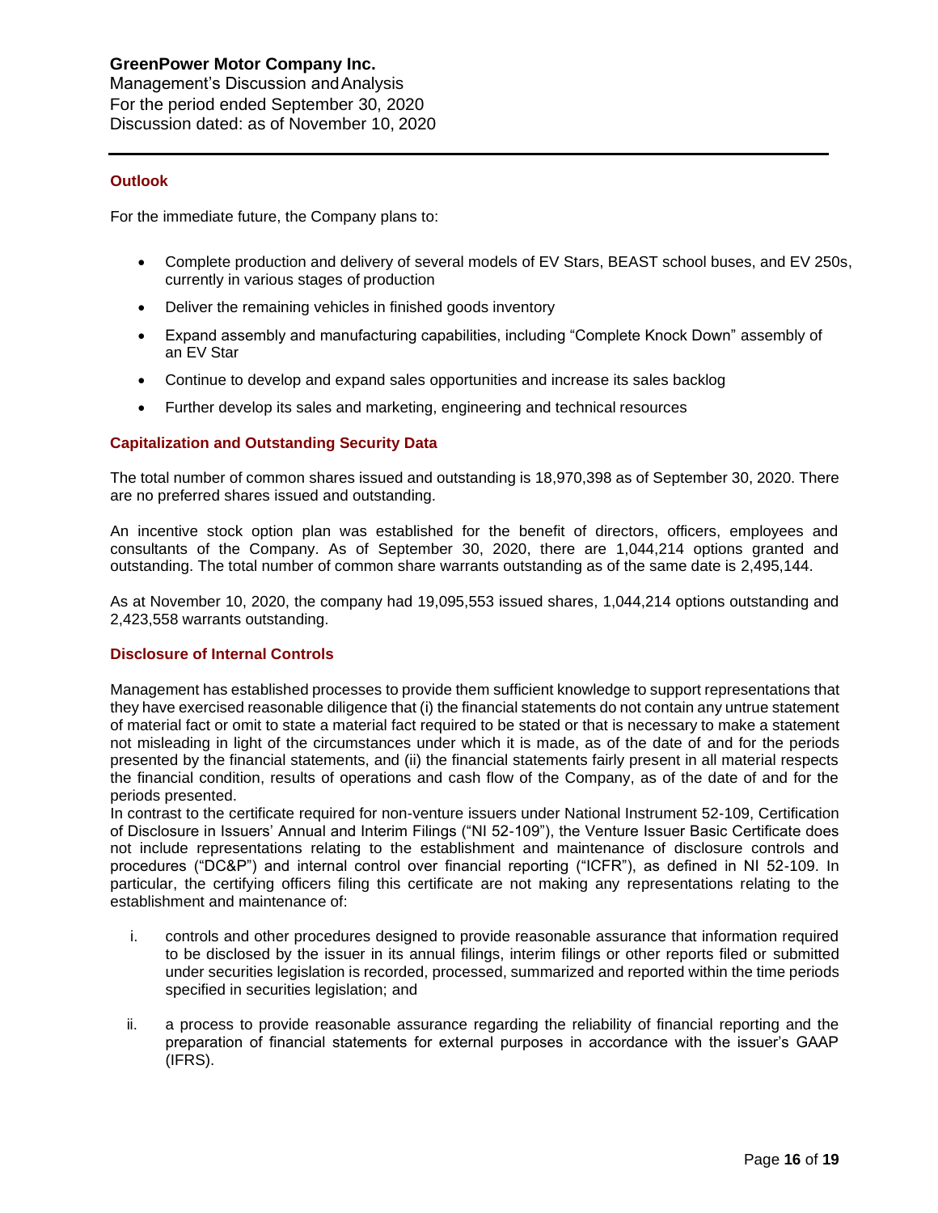## Outlook

For the immediate future, the Company plans to:

- Complete production and delivery of several models of EV Stars, BEAST school buses, and EV 250s, currently in various stages of production
- Deliver the remaining vehicles in finished goods inventory
- Expand assembly and manufacturing capabilities, including "Complete Knock Down" assembly of an EV Star
- Continue to develop and expand sales opportunities and increase its sales backlog
- Further develop its sales and marketing, engineering and technical resources

## Capitalization and Outstanding Security Data

The total number of common shares issued and outstanding is 18,970,398 as of September 30, 2020. There are no preferred shares issued and outstanding.

An incentive stock option plan was established for the benefit of directors, officers, employees and consultants of the Company. As of September 30, 2020, there are 1,044,214 options granted and outstanding. The total number of common share warrants outstanding as of the same date is 2,495,144.

As at November 10, 2020, the company had 19,095,553 issued shares, 1,044,214 options outstanding and 2,423,558 warrants outstanding.

## Disclosure of Internal Controls

Management has established processes to provide them sufficient knowledge to support representations that they have exercised reasonable diligence that (i) the financial statements do not contain any untrue statement of material fact or omit to state a material fact required to be stated or that is necessary to make a statement not misleading in light of the circumstances under which it is made, as of the date of and for the periods presented by the financial statements, and (ii) the financial statements fairly present in all material respects the financial condition, results of operations and cash flow of the Company, as of the date of and for the periods presented.

In contrast to the certificate required for non-venture issuers under National Instrument 52-109, Certification of Disclosure in Issuers' Annual and Interim Filings ("NI 52-109"), the Venture Issuer Basic Certificate does not include representations relating to the establishment and maintenance of disclosure controls and procedures ("DC&P") and internal control over financial reporting ("ICFR"), as defined in NI 52-109. In particular, the certifying officers filing this certificate are not making any representations relating to the establishment and maintenance of:

i. controls and other procedures designed to provide reasonable assurance that information required to be disclosed by the issuer in its annual filings, interim filings or other reports filed or submitted under securities legislation is recorded, processed, summarized and reported within the time periods specified in securities legislation; and

ii. a process to provide reasonable assurance regarding the reliability of financial reporting and the preparation of financial statements for external purposes in accordance with the issuer's GAAP (IFRS).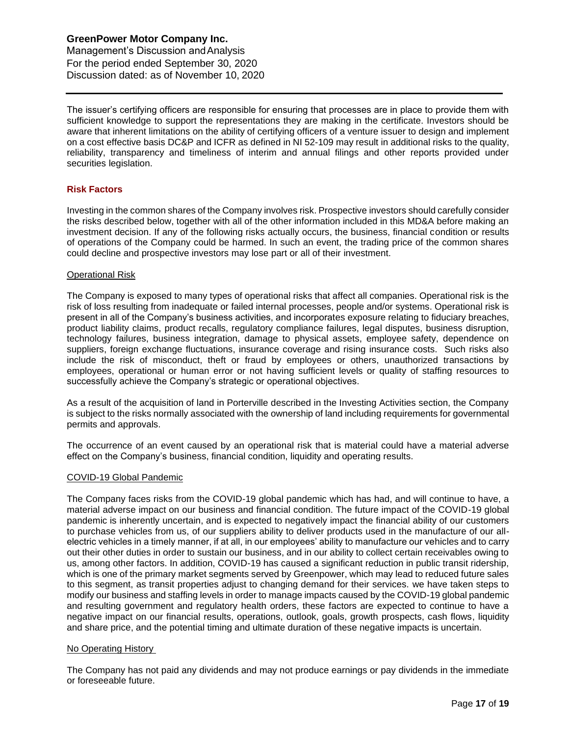The issuer's certifying officers are responsible for ensuring that processes are in place to provide them with sufficient knowledge to support the representations they are making in the certificate. Investors should be aware that inherent limitations on the ability of certifying officers of a venture issuer to design and implement on a cost effective basis DC&P and ICFR as defined in NI 52-109 may result in additional risks to the quality, reliability, transparency and timeliness of interim and annual filings and other reports provided under securities legislation.

## Risk Factors

Investing in the common shares of the Company involves risk. Prospective investors should carefully consider the risks described below, together with all of the other information included in this MD&A before making an investment decision. If any of the following risks actually occurs, the business, financial condition or results of operations of the Company could be harmed. In such an event, the trading price of the common shares could decline and prospective investors may lose part or all of their investment.

### Operational Risk

The Company is exposed to many types of operational risks that affect all companies. Operational risk is the risk of loss resulting from inadequate or failed internal processes, people and/or systems. Operational risk is present in all of the Company's business activities, and incorporates exposure relating to fiduciary breaches, product liability claims, product recalls, regulatory compliance failures, legal disputes, business disruption, technology failures, business integration, damage to physical assets, employee safety, dependence on suppliers, foreign exchange fluctuations, insurance coverage and rising insurance costs. Such risks also include the risk of misconduct, theft or fraud by employees or others, unauthorized transactions by employees, operational or human error or not having sufficient levels or quality of staffing resources to successfully achieve the Company's strategic or operational objectives.

As a result of the acquisition of land in Porterville described in the Investing Activities section, the Company is subject to the risks normally associated with the ownership of land including requirements for governmental permits and approvals.

The occurrence of an event caused by an operational risk that is material could have a material adverse effect on the Company's business, financial condition, liquidity and operating results.

### COVID-19 Global Pandemic

The Company faces risks from the COVID-19 global pandemic which has had, and will continue to have, a material adverse impact on our business and financial condition. The future impact of the COVID-19 global pandemic is inherently uncertain, and is expected to negatively impact the financial ability of our customers to purchase vehicles from us, of our suppliers ability to deliver products used in the manufacture of our all-electric vehicles in a timely manner, if at all, in our employees' ability to manufacture our vehicles and to carry out their other duties in order to sustain our business, and in our ability to collect certain receivables owing to us, among other factors. In addition, COVID-19 has caused a significant reduction in public transit ridership, which is one of the primary market segments served by Greenpower, which may lead to reduced future sales to this segment, as transit properties adjust to changing demand for their services. we have taken steps to modify our business and staffing levels in order to manage impacts caused by the COVID-19 global pandemic and resulting government and regulatory health orders, these factors are expected to continue to have a negative impact on our financial results, operations, outlook, goals, growth prospects, cash flows, liquidity and share price, and the potential timing and ultimate duration of these negative impacts is uncertain.

### No Operating History

The Company has not paid any dividends and may not produce earnings or pay dividends in the immediate or foreseeable future.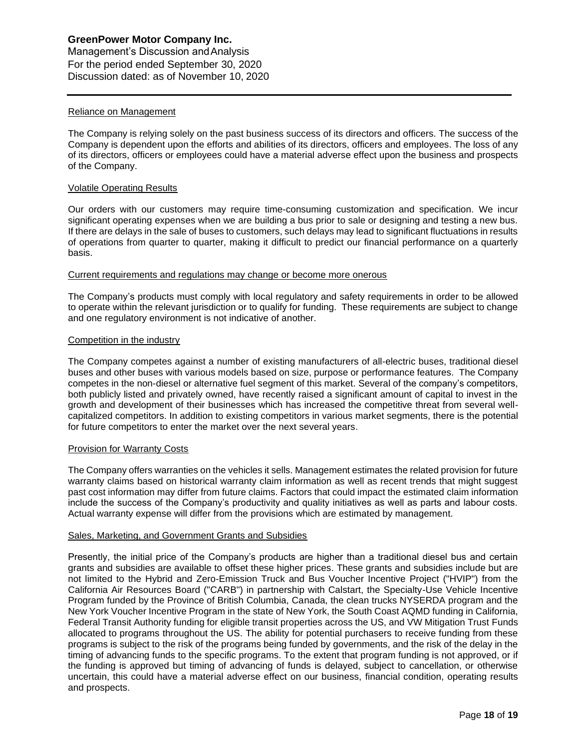#### Reliance on Management

The Company is relying solely on the past business success of its directors and officers. The success of the Company is dependent upon the efforts and abilities of its directors, officers and employees. The loss of any of its directors, officers or employees could have a material adverse effect upon the business and prospects of the Company.

#### Volatile Operating Results

Our orders with our customers may require time-consuming customization and specification. We incur significant operating expenses when we are building a bus prior to sale or designing and testing a new bus. If there are delays in the sale of buses to customers, such delays may lead to significant fluctuations in results of operations from quarter to quarter, making it difficult to predict our financial performance on a quarterly basis.

#### Current requirements and regulations may change or become more onerous

The Company's products must comply with local regulatory and safety requirements in order to be allowed to operate within the relevant jurisdiction or to qualify for funding. These requirements are subject to change and one regulatory environment is not indicative of another.

#### Competition in the industry

The Company competes against a number of existing manufacturers of all-electric buses, traditional diesel buses and other buses with various models based on size, purpose or performance features. The Company competes in the non-diesel or alternative fuel segment of this market. Several of the company's competitors, both publicly listed and privately owned, have recently raised a significant amount of capital to invest in the growth and development of their businesses which has increased the competitive threat from several well-capitalized competitors. In addition to existing competitors in various market segments, there is the potential for future competitors to enter the market over the next several years.

#### Provision for Warranty Costs

The Company offers warranties on the vehicles it sells. Management estimates the related provision for future warranty claims based on historical warranty claim information as well as recent trends that might suggest past cost information may differ from future claims. Factors that could impact the estimated claim information include the success of the Company's productivity and quality initiatives as well as parts and labour costs. Actual warranty expense will differ from the provisions which are estimated by management.

#### Sales, Marketing, and Government Grants and Subsidies

Presently, the initial price of the Company's products are higher than a traditional diesel bus and certain grants and subsidies are available to offset these higher prices. These grants and subsidies include but are not limited to the Hybrid and Zero-Emission Truck and Bus Voucher Incentive Project ("HVIP") from the California Air Resources Board ("CARB") in partnership with Calstart, the Specialty-Use Vehicle Incentive Program funded by the Province of British Columbia, Canada, the clean trucks NYSERDA program and the New York Voucher Incentive Program in the state of New York, the South Coast AQMD funding in California, Federal Transit Authority funding for eligible transit properties across the US, and VW Mitigation Trust Funds allocated to programs throughout the US. The ability for potential purchasers to receive funding from these programs is subject to the risk of the programs being funded by governments, and the risk of the delay in the timing of advancing funds to the specific programs. To the extent that program funding is not approved, or if the funding is approved but timing of advancing of funds is delayed, subject to cancellation, or otherwise uncertain, this could have a material adverse effect on our business, financial condition, operating results and prospects.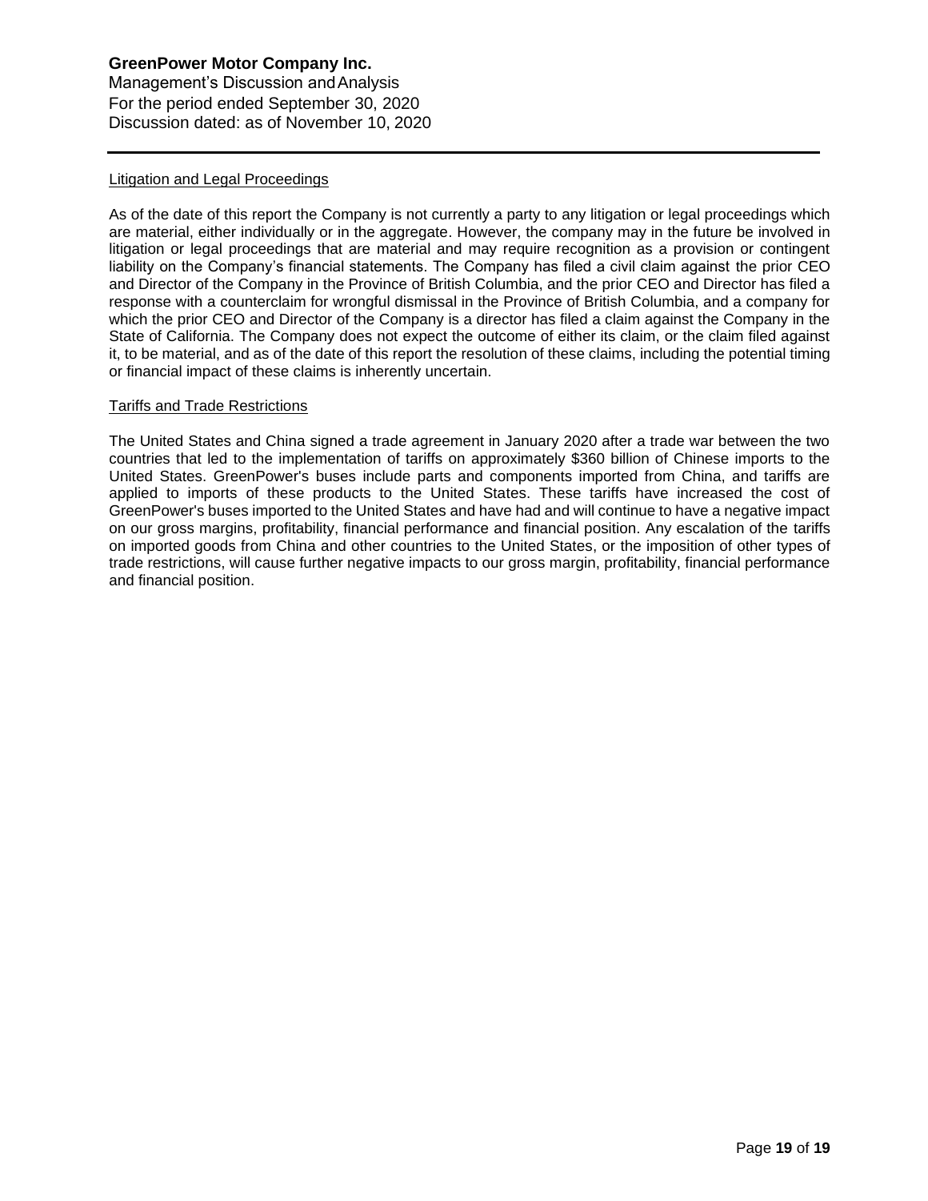### Litigation and Legal Proceedings

As of the date of this report the Company is not currently a party to any litigation or legal proceedings which are material, either individually or in the aggregate. However, the company may in the future be involved in litigation or legal proceedings that are material and may require recognition as a provision or contingent liability on the Company's financial statements. The Company has filed a civil claim against the prior CEO and Director of the Company in the Province of British Columbia, and the prior CEO and Director has filed a response with a counterclaim for wrongful dismissal in the Province of British Columbia, and a company for which the prior CEO and Director of the Company is a director has filed a claim against the Company in the State of California. The Company does not expect the outcome of either its claim, or the claim filed against it, to be material, and as of the date of this report the resolution of these claims, including the potential timing or financial impact of these claims is inherently uncertain.

### Tariffs and Trade Restrictions

The United States and China signed a trade agreement in January 2020 after a trade war between the two countries that led to the implementation of tariffs on approximately $360 billion of Chinese imports to the United States. GreenPower's buses include parts and components imported from China, and tariffs are applied to imports of these products to the United States. These tariffs have increased the cost of GreenPower's buses imported to the United States and have had and will continue to have a negative impact on our gross margins, profitability, financial performance and financial position. Any escalation of the tariffs on imported goods from China and other countries to the United States, or the imposition of other types of trade restrictions, will cause further negative impacts to our gross margin, profitability, financial performance and financial position.